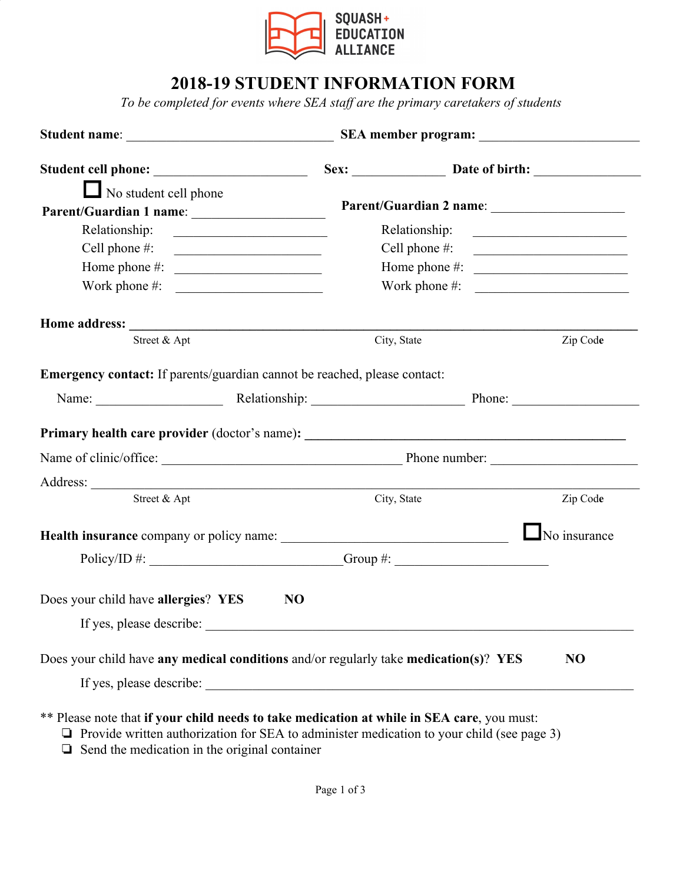SQUASH + EDUCATION ALLIANCE

# 2018-19 STUDENT INFORMATION FORM

*To be completed for events where SEA staff are the primary caretakers of students*

**Student name**: ______________________________ **SEA member program:** ______________________

**Student cell phone:** ____________________ **Sex:** _____________ **Date of birth:** ______________

☐ No student cell phone

**Parent/Guardian 1 name**: ___________________

Relationship: ______________________

Cell phone #: ______________________

Home phone #: ______________________

Work phone #: ______________________

**Parent/Guardian 2 name**: ___________________

Relationship: ______________________

Cell phone #: ______________________

Home phone #: ______________________

Work phone #: ______________________

**Home address:** __________________________________________________________________

Street & Apt | City, State | Zip Code

**Emergency contact:** If parents/guardian cannot be reached, please contact:

Name: _________________ Relationship: ____________________ Phone: __________________

**Primary health care provider** (doctor's name)**:** ____________________________________________

Name of clinic/office: ___________________________________ Phone number: _____________________

Address: __________________________________________________________________________

Street & Apt | City, State | Zip Code

**Health insurance** company or policy name: _________________________________ ☐ No insurance

Policy/ID #: ____________________________ Group #: ______________________

Does your child have **allergies**? **YES** **NO**

If yes, please describe: ______________________________________________________________

Does your child have **any medical conditions** and/or regularly take **medication(s)**? **YES** **NO**

If yes, please describe: ______________________________________________________________

** Please note that **if your child needs to take medication at while in SEA care**, you must:

- ❏ Provide written authorization for SEA to administer medication to your child (see page 3)
- ❏ Send the medication in the original container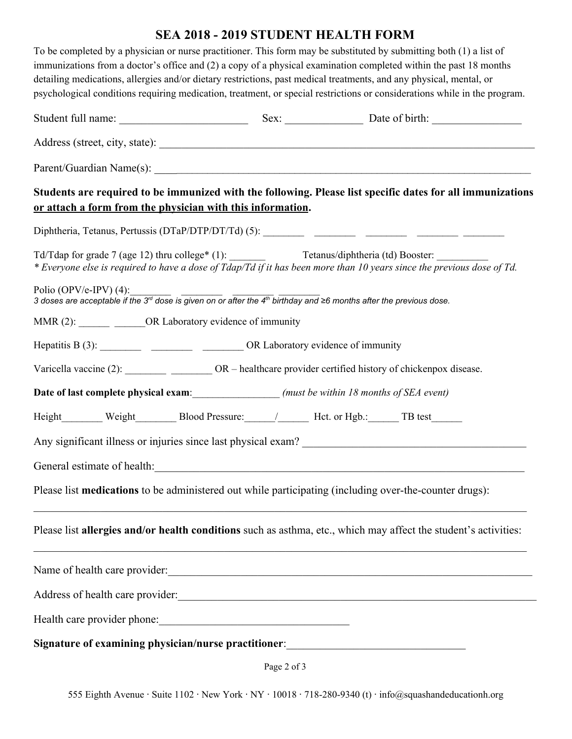# SEA 2018 - 2019 STUDENT HEALTH FORM

To be completed by a physician or nurse practitioner. This form may be substituted by submitting both (1) a list of immunizations from a doctor's office and (2) a copy of a physical examination completed within the past 18 months detailing medications, allergies and/or dietary restrictions, past medical treatments, and any physical, mental, or psychological conditions requiring medication, treatment, or special restrictions or considerations while in the program.

Student full name: _______________________ Sex: ______________ Date of birth: ________________

Address (street, city, state): ______________________________________________________________________

Parent/Guardian Name(s): ______________________________________________________________________

**Students are required to be immunized with the following. Please list specific dates for all immunizations or attach a form from the physician with this information.**

Diphtheria, Tetanus, Pertussis (DTaP/DTP/DT/Td) (5): ________ ________ ________ ________ ________

Td/Tdap for grade 7 (age 12) thru college* (1): _______ Tetanus/diphtheria (td) Booster: __________

*\* Everyone else is required to have a dose of Tdap/Td if it has been more than 10 years since the previous dose of Td.*

Polio (OPV/e-IPV) (4):________ ________ ________ ________

*3 doses are acceptable if the 3rd dose is given on or after the 4th birthday and ≥6 months after the previous dose.*

MMR (2): ______ ______OR Laboratory evidence of immunity

Hepatitis B (3): ________ ________ ________ OR Laboratory evidence of immunity

Varicella vaccine (2): ________ ________ OR – healthcare provider certified history of chickenpox disease.

**Date of last complete physical exam**:_________________ *(must be within 18 months of SEA event)*

Height________ Weight________ Blood Pressure:______/______ Hct. or Hgb.:______ TB test______

Any significant illness or injuries since last physical exam? _________________________________________

General estimate of health:______________________________________________________________________

Please list **medications** to be administered out while participating (including over-the-counter drugs):

______________________________________________________________________________________________

Please list **allergies and/or health conditions** such as asthma, etc., which may affect the student's activities:

______________________________________________________________________________________________

Name of health care provider:____________________________________________________________________

Address of health care provider:__________________________________________________________________

Health care provider phone:___________________________________

**Signature of examining physician/nurse practitioner**:________________________________

555 Eighth Avenue · Suite 1102 · New York · NY · 10018 · 718-280-9340 (t) · info@squashandeducationh.org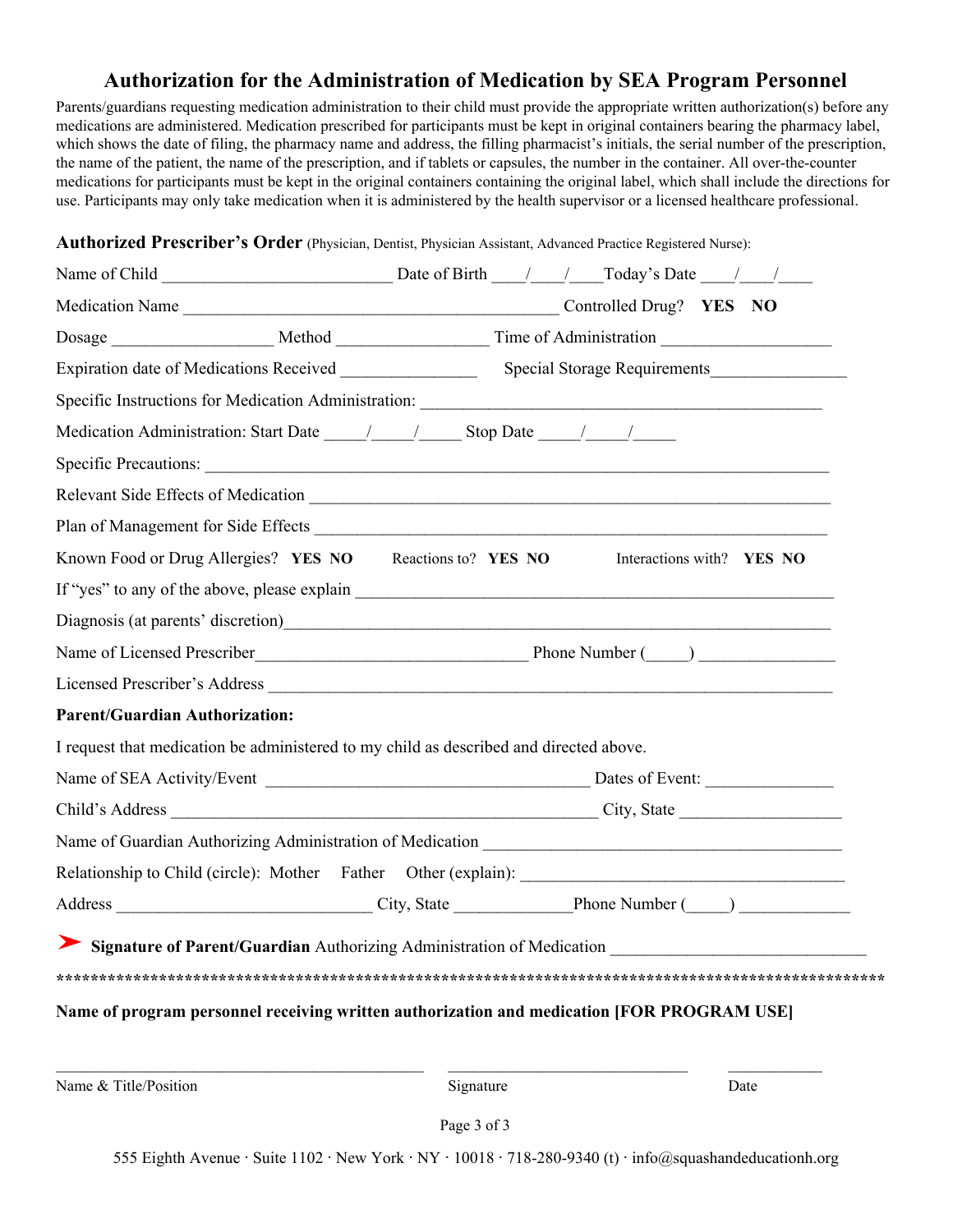# Authorization for the Administration of Medication by SEA Program Personnel

Parents/guardians requesting medication administration to their child must provide the appropriate written authorization(s) before any medications are administered. Medication prescribed for participants must be kept in original containers bearing the pharmacy label, which shows the date of filing, the pharmacy name and address, the filling pharmacist's initials, the serial number of the prescription, the name of the patient, the name of the prescription, and if tablets or capsules, the number in the container. All over-the-counter medications for participants must be kept in the original containers containing the original label, which shall include the directions for use. Participants may only take medication when it is administered by the health supervisor or a licensed healthcare professional.

**Authorized Prescriber's Order** (Physician, Dentist, Physician Assistant, Advanced Practice Registered Nurse):

Name of Child ___________________________ Date of Birth ____/____/____ Today's Date ____/____/____

Medication Name ____________________________________________ Controlled Drug? **YES NO**

Dosage ___________________ Method _________________ Time of Administration ____________________

Expiration date of Medications Received ________________ Special Storage Requirements________________

Specific Instructions for Medication Administration: ______________________________________________

Medication Administration: Start Date _____/_____/_____ Stop Date _____/_____/_____

Specific Precautions: _________________________________________________________________________

Relevant Side Effects of Medication ____________________________________________________________

Plan of Management for Side Effects ___________________________________________________________

Known Food or Drug Allergies? **YES NO** Reactions to? **YES NO** Interactions with? **YES NO**

If "yes" to any of the above, please explain ______________________________________________________

Diagnosis (at parents' discretion)_______________________________________________________________

Name of Licensed Prescriber________________________________ Phone Number (_____) ________________

Licensed Prescriber's Address _________________________________________________________________

**Parent/Guardian Authorization:**

I request that medication be administered to my child as described and directed above.

Name of SEA Activity/Event ______________________________________ Dates of Event: _______________

Child's Address __________________________________________________ City, State ___________________

Name of Guardian Authorizing Administration of Medication __________________________________________

Relationship to Child (circle): Mother Father Other (explain): ______________________________________

Address ______________________________ City, State ______________Phone Number (_____) _____________

➤ **Signature of Parent/Guardian** Authorizing Administration of Medication ______________________________

****************************************************************************************************

**Name of program personnel receiving written authorization and medication [FOR PROGRAM USE]**

_____________________________________________ _____________________________ ___________

Name & Title/Position Signature Date

555 Eighth Avenue · Suite 1102 · New York · NY · 10018 · 718-280-9340 (t) · info@squashandeducationh.org